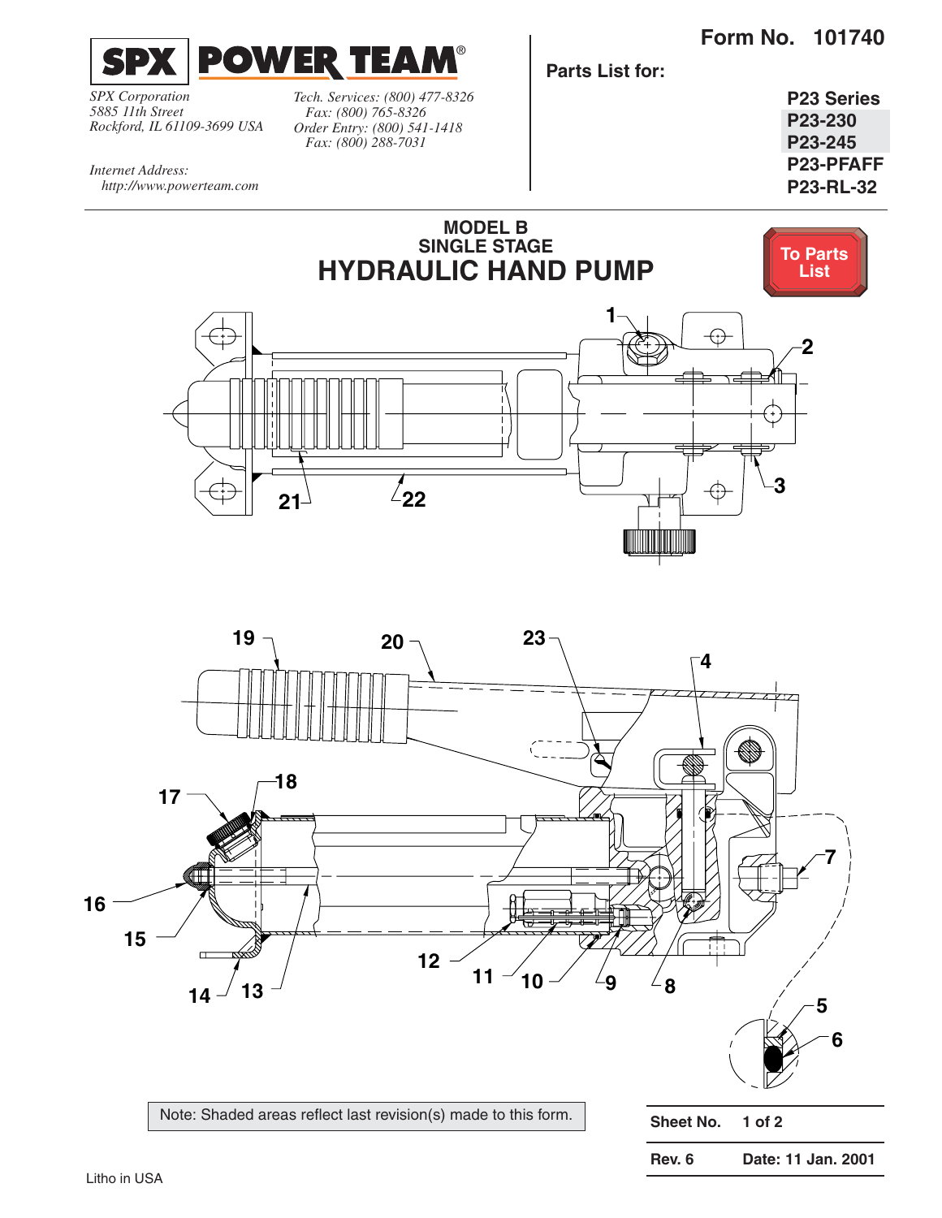**SPX POWER TEAM®**

*SPX Corporation*
*5885 11th Street*
*Rockford, IL 61109-3699 USA*

*Tech. Services: (800) 477-8326*
*Fax: (800) 765-8326*
*Order Entry: (800) 541-1418*
*Fax: (800) 288-7031*

*Internet Address:*
*http://www.powerteam.com*

**Form No. 101740**

**Parts List for:**

**P23 Series**
**P23-230**
**P23-245**
**P23-PFAFF**
**P23-RL-32**

# MODEL B SINGLE STAGE HYDRAULIC HAND PUMP

To Parts List

1 2 3 21 22

19 20 23 4 17 18 7 16 15 12 11 10 9 8 14 13 5 6

Note: Shaded areas reflect last revision(s) made to this form.

| Sheet No. | 1 of 2 |
|---|---|
| Rev. 6 | Date: 11 Jan. 2001 |

Litho in USA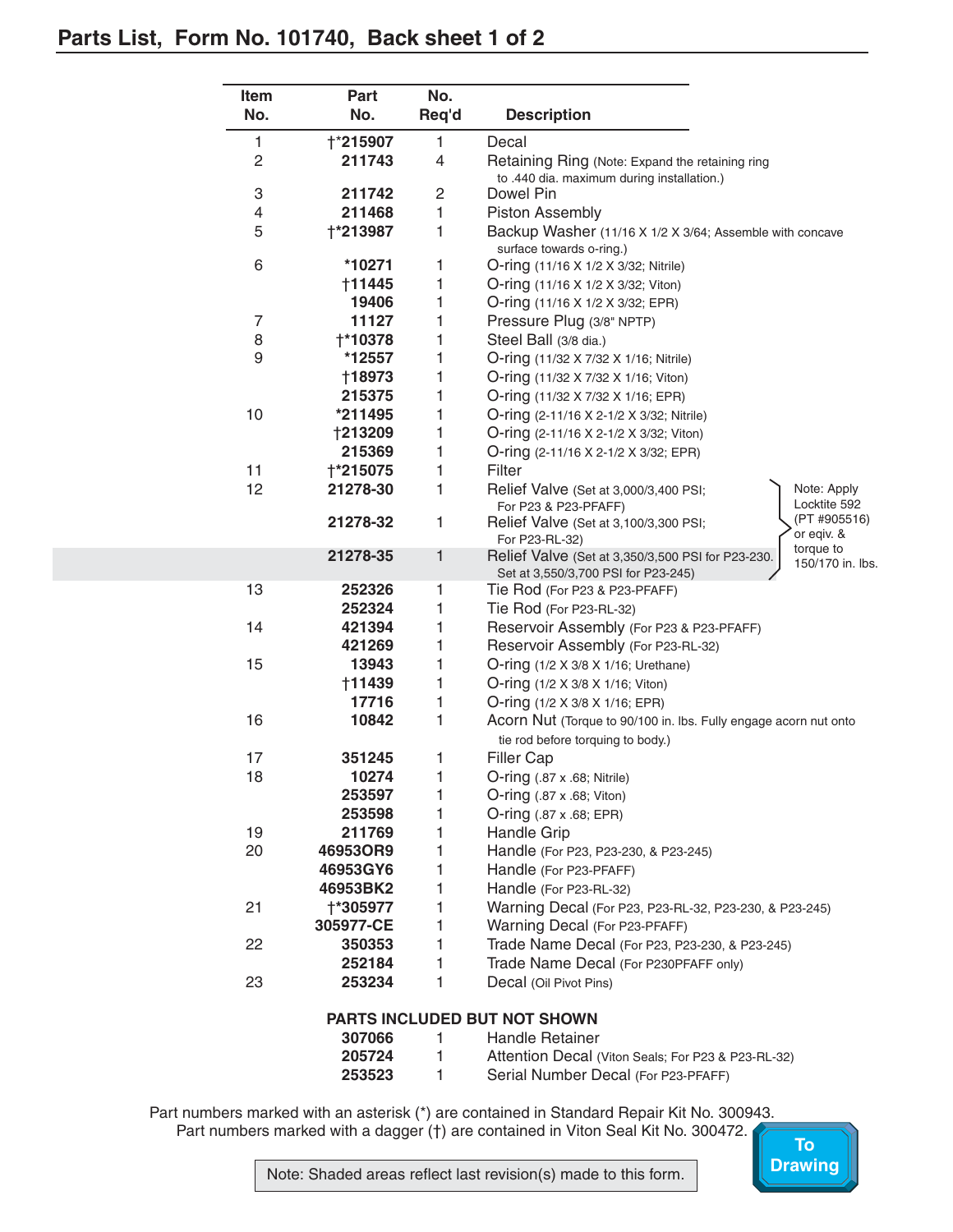## Parts List, Form No. 101740, Back sheet 1 of 2

| Item No. | Part No. | No. Req'd | Description |
|---|---|---|---|
| 1 | †*215907 | 1 | Decal |
| 2 | 211743 | 4 | Retaining Ring (Note: Expand the retaining ring to .440 dia. maximum during installation.) |
| 3 | 211742 | 2 | Dowel Pin |
| 4 | 211468 | 1 | Piston Assembly |
| 5 | †*213987 | 1 | Backup Washer (11/16 X 1/2 X 3/64; Assemble with concave surface towards o-ring.) |
| 6 | *10271 | 1 | O-ring (11/16 X 1/2 X 3/32; Nitrile) |
| | †11445 | 1 | O-ring (11/16 X 1/2 X 3/32; Viton) |
| | 19406 | 1 | O-ring (11/16 X 1/2 X 3/32; EPR) |
| 7 | 11127 | 1 | Pressure Plug (3/8" NPTP) |
| 8 | †*10378 | 1 | Steel Ball (3/8 dia.) |
| 9 | *12557 | 1 | O-ring (11/32 X 7/32 X 1/16; Nitrile) |
| | †18973 | 1 | O-ring (11/32 X 7/32 X 1/16; Viton) |
| | 215375 | 1 | O-ring (11/32 X 7/32 X 1/16; EPR) |
| 10 | *211495 | 1 | O-ring (2-11/16 X 2-1/2 X 3/32; Nitrile) |
| | †213209 | 1 | O-ring (2-11/16 X 2-1/2 X 3/32; Viton) |
| | 215369 | 1 | O-ring (2-11/16 X 2-1/2 X 3/32; EPR) |
| 11 | †*215075 | 1 | Filter |
| 12 | 21278-30 | 1 | Relief Valve (Set at 3,000/3,400 PSI; For P23 & P23-PFAFF) |
| | 21278-32 | 1 | Relief Valve (Set at 3,100/3,300 PSI; For P23-RL-32) |
| | 21278-35 | 1 | Relief Valve (Set at 3,350/3,500 PSI for P23-230. Set at 3,550/3,700 PSI for P23-245) |
| 13 | 252326 | 1 | Tie Rod (For P23 & P23-PFAFF) |
| | 252324 | 1 | Tie Rod (For P23-RL-32) |
| 14 | 421394 | 1 | Reservoir Assembly (For P23 & P23-PFAFF) |
| | 421269 | 1 | Reservoir Assembly (For P23-RL-32) |
| 15 | 13943 | 1 | O-ring (1/2 X 3/8 X 1/16; Urethane) |
| | †11439 | 1 | O-ring (1/2 X 3/8 X 1/16; Viton) |
| | 17716 | 1 | O-ring (1/2 X 3/8 X 1/16; EPR) |
| 16 | 10842 | 1 | Acorn Nut (Torque to 90/100 in. lbs. Fully engage acorn nut onto tie rod before torquing to body.) |
| 17 | 351245 | 1 | Filler Cap |
| 18 | 10274 | 1 | O-ring (.87 x .68; Nitrile) |
| | 253597 | 1 | O-ring (.87 x .68; Viton) |
| | 253598 | 1 | O-ring (.87 x .68; EPR) |
| 19 | 211769 | 1 | Handle Grip |
| 20 | 46953OR9 | 1 | Handle (For P23, P23-230, & P23-245) |
| | 46953GY6 | 1 | Handle (For P23-PFAFF) |
| | 46953BK2 | 1 | Handle (For P23-RL-32) |
| 21 | †*305977 | 1 | Warning Decal (For P23, P23-RL-32, P23-230, & P23-245) |
| | 305977-CE | 1 | Warning Decal (For P23-PFAFF) |
| 22 | 350353 | 1 | Trade Name Decal (For P23, P23-230, & P23-245) |
| | 252184 | 1 | Trade Name Decal (For P230PFAFF only) |
| 23 | 253234 | 1 | Decal (Oil Pivot Pins) |

Note (Item 12 Relief Valves): Apply Locktite 592 (PT #905516) or eqiv. & torque to 150/170 in. lbs.

**PARTS INCLUDED BUT NOT SHOWN**

| Part No. | No. Req'd | Description |
|---|---|---|
| 307066 | 1 | Handle Retainer |
| 205724 | 1 | Attention Decal (Viton Seals; For P23 & P23-RL-32) |
| 253523 | 1 | Serial Number Decal (For P23-PFAFF) |

Part numbers marked with an asterisk (*) are contained in Standard Repair Kit No. 300943.
Part numbers marked with a dagger (†) are contained in Viton Seal Kit No. 300472.

Note: Shaded areas reflect last revision(s) made to this form.

To Drawing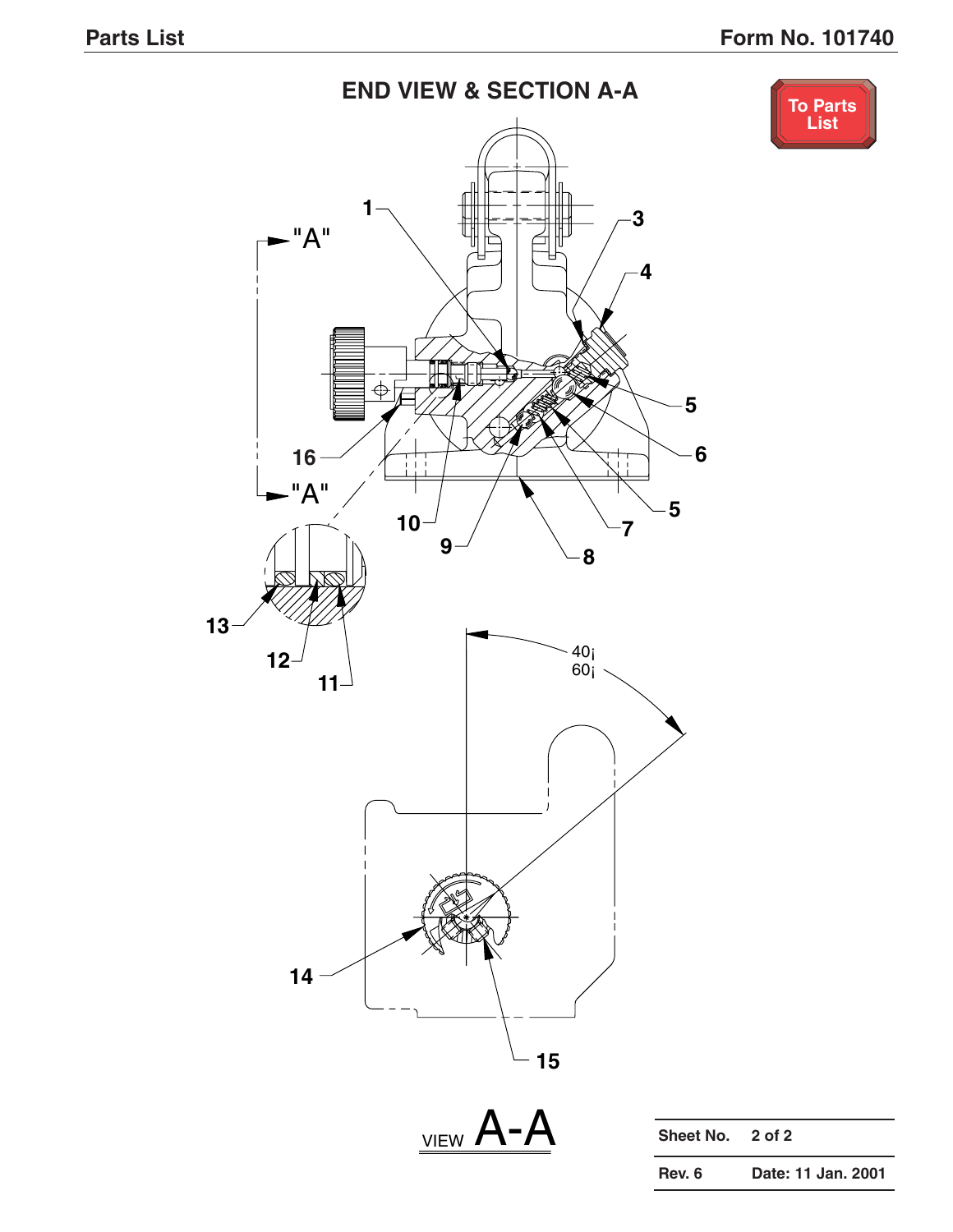# END VIEW & SECTION A-A

To Parts List

"A"

"A"

1

3

4

5

6

5

7

8

9

10

16

13

12

11

40¡
60¡

14

15

VIEW A-A

| Sheet No. | 2 of 2 |
|---|---|
| Rev. 6 | Date: 11 Jan. 2001 |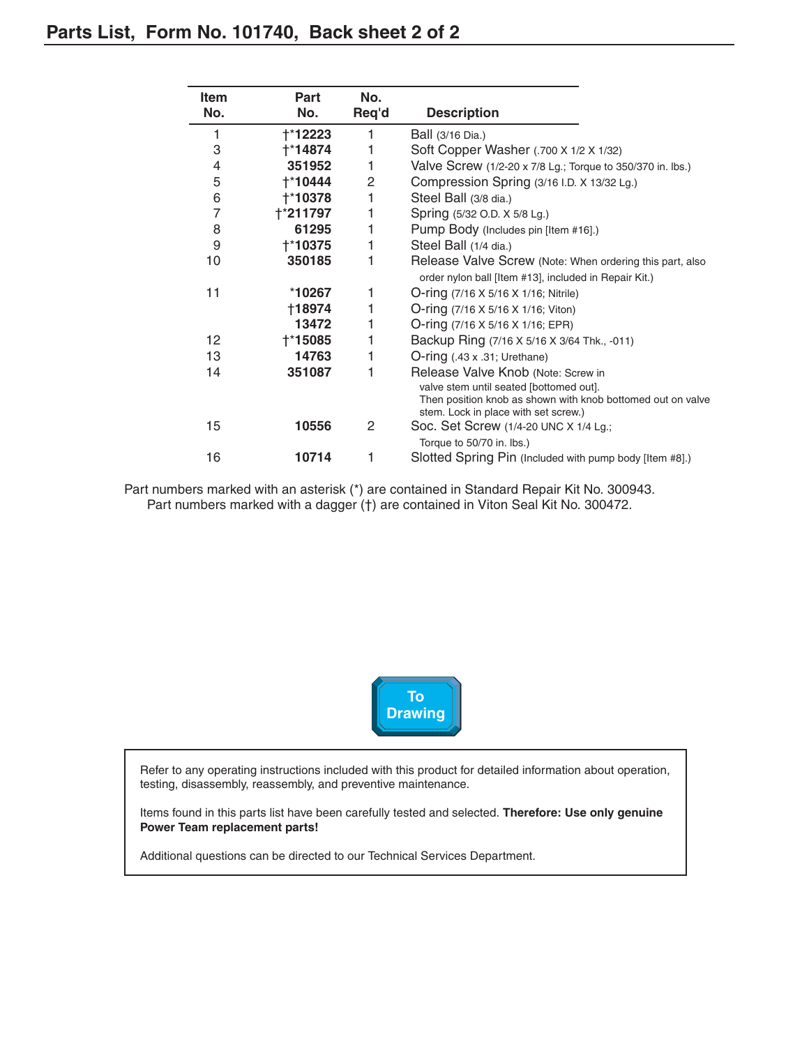# Parts List, Form No. 101740, Back sheet 2 of 2

| Item No. | Part No. | No. Req'd | Description |
|---|---|---|---|
| 1 | †*12223 | 1 | Ball (3/16 Dia.) |
| 3 | †*14874 | 1 | Soft Copper Washer (.700 X 1/2 X 1/32) |
| 4 | 351952 | 1 | Valve Screw (1/2-20 x 7/8 Lg.; Torque to 350/370 in. lbs.) |
| 5 | †*10444 | 2 | Compression Spring (3/16 I.D. X 13/32 Lg.) |
| 6 | †*10378 | 1 | Steel Ball (3/8 dia.) |
| 7 | †*211797 | 1 | Spring (5/32 O.D. X 5/8 Lg.) |
| 8 | 61295 | 1 | Pump Body (Includes pin [Item #16].) |
| 9 | †*10375 | 1 | Steel Ball (1/4 dia.) |
| 10 | 350185 | 1 | Release Valve Screw (Note: When ordering this part, also order nylon ball [Item #13], included in Repair Kit.) |
| 11 | *10267 | 1 | O-ring (7/16 X 5/16 X 1/16; Nitrile) |
| | †18974 | 1 | O-ring (7/16 X 5/16 X 1/16; Viton) |
| | 13472 | 1 | O-ring (7/16 X 5/16 X 1/16; EPR) |
| 12 | †*15085 | 1 | Backup Ring (7/16 X 5/16 X 3/64 Thk., -011) |
| 13 | 14763 | 1 | O-ring (.43 x .31; Urethane) |
| 14 | 351087 | 1 | Release Valve Knob (Note: Screw in valve stem until seated [bottomed out]. Then position knob as shown with knob bottomed out on valve stem. Lock in place with set screw.) |
| 15 | 10556 | 2 | Soc. Set Screw (1/4-20 UNC X 1/4 Lg.; Torque to 50/70 in. lbs.) |
| 16 | 10714 | 1 | Slotted Spring Pin (Included with pump body [Item #8].) |

Part numbers marked with an asterisk (*) are contained in Standard Repair Kit No. 300943.
Part numbers marked with a dagger (†) are contained in Viton Seal Kit No. 300472.

To Drawing

Refer to any operating instructions included with this product for detailed information about operation, testing, disassembly, reassembly, and preventive maintenance.

Items found in this parts list have been carefully tested and selected. **Therefore: Use only genuine Power Team replacement parts!**

Additional questions can be directed to our Technical Services Department.